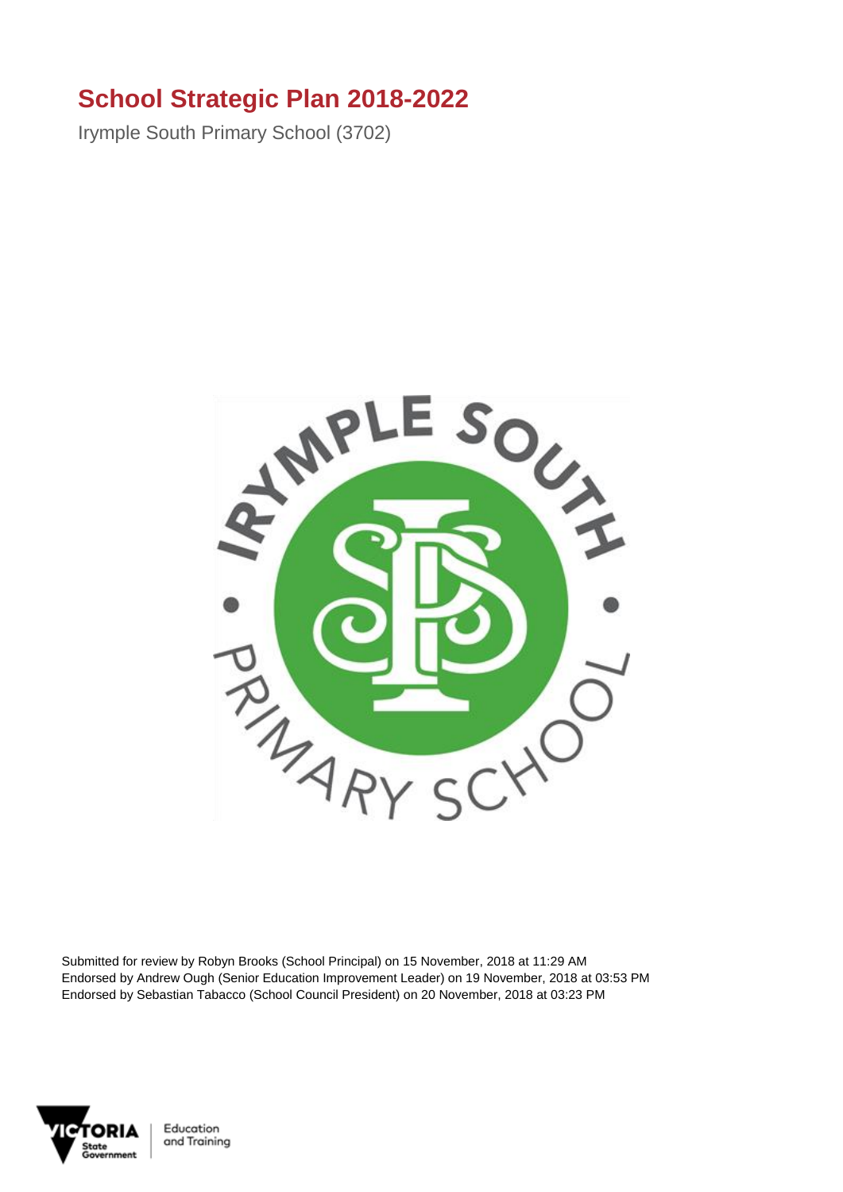# School Strategic Plan 2018-2022

Irymple South Primary School (3702)

Submitted for review by Robyn Brooks (School Principal) on 15 November, 2018 at 11:29 AM
Endorsed by Andrew Ough (Senior Education Improvement Leader) on 19 November, 2018 at 03:53 PM
Endorsed by Sebastian Tabacco (School Council President) on 20 November, 2018 at 03:23 PM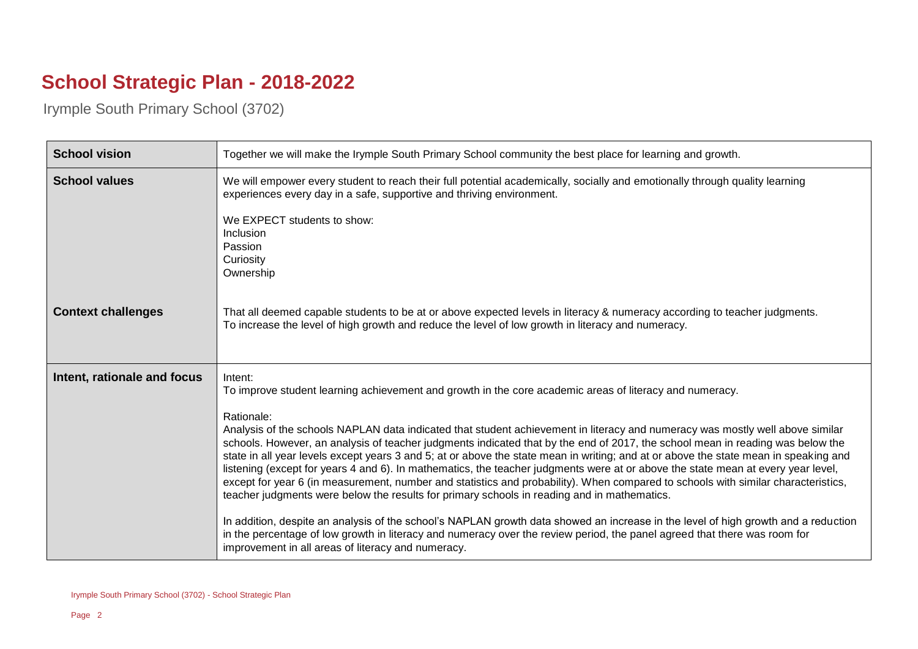# School Strategic Plan - 2018-2022

Irymple South Primary School (3702)

| | |
|---|---|
| **School vision** | Together we will make the Irymple South Primary School community the best place for learning and growth. |
| **School values** | We will empower every student to reach their full potential academically, socially and emotionally through quality learning experiences every day in a safe, supportive and thriving environment.<br><br>We EXPECT students to show:<br>Inclusion<br>Passion<br>Curiosity<br>Ownership |
| **Context challenges** | That all deemed capable students to be at or above expected levels in literacy & numeracy according to teacher judgments.<br>To increase the level of high growth and reduce the level of low growth in literacy and numeracy. |
| **Intent, rationale and focus** | Intent:<br>To improve student learning achievement and growth in the core academic areas of literacy and numeracy.<br><br>Rationale:<br>Analysis of the schools NAPLAN data indicated that student achievement in literacy and numeracy was mostly well above similar schools. However, an analysis of teacher judgments indicated that by the end of 2017, the school mean in reading was below the state in all year levels except years 3 and 5; at or above the state mean in writing; and at or above the state mean in speaking and listening (except for years 4 and 6). In mathematics, the teacher judgments were at or above the state mean at every year level, except for year 6 (in measurement, number and statistics and probability). When compared to schools with similar characteristics, teacher judgments were below the results for primary schools in reading and in mathematics.<br><br>In addition, despite an analysis of the school's NAPLAN growth data showed an increase in the level of high growth and a reduction in the percentage of low growth in literacy and numeracy over the review period, the panel agreed that there was room for improvement in all areas of literacy and numeracy. |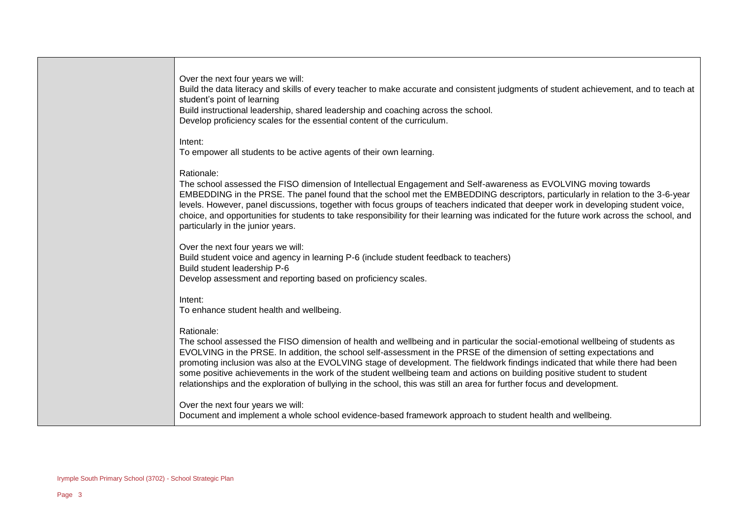| | |
|---|---|
| | Over the next four years we will:<br>Build the data literacy and skills of every teacher to make accurate and consistent judgments of student achievement, and to teach at student's point of learning<br>Build instructional leadership, shared leadership and coaching across the school.<br>Develop proficiency scales for the essential content of the curriculum.<br><br>Intent:<br>To empower all students to be active agents of their own learning.<br><br>Rationale:<br>The school assessed the FISO dimension of Intellectual Engagement and Self-awareness as EVOLVING moving towards EMBEDDING in the PRSE. The panel found that the school met the EMBEDDING descriptors, particularly in relation to the 3-6-year levels. However, panel discussions, together with focus groups of teachers indicated that deeper work in developing student voice, choice, and opportunities for students to take responsibility for their learning was indicated for the future work across the school, and particularly in the junior years.<br><br>Over the next four years we will:<br>Build student voice and agency in learning P-6 (include student feedback to teachers)<br>Build student leadership P-6<br>Develop assessment and reporting based on proficiency scales.<br><br>Intent:<br>To enhance student health and wellbeing.<br><br>Rationale:<br>The school assessed the FISO dimension of health and wellbeing and in particular the social-emotional wellbeing of students as EVOLVING in the PRSE. In addition, the school self-assessment in the PRSE of the dimension of setting expectations and promoting inclusion was also at the EVOLVING stage of development. The fieldwork findings indicated that while there had been some positive achievements in the work of the student wellbeing team and actions on building positive student to student relationships and the exploration of bullying in the school, this was still an area for further focus and development.<br><br>Over the next four years we will:<br>Document and implement a whole school evidence-based framework approach to student health and wellbeing. |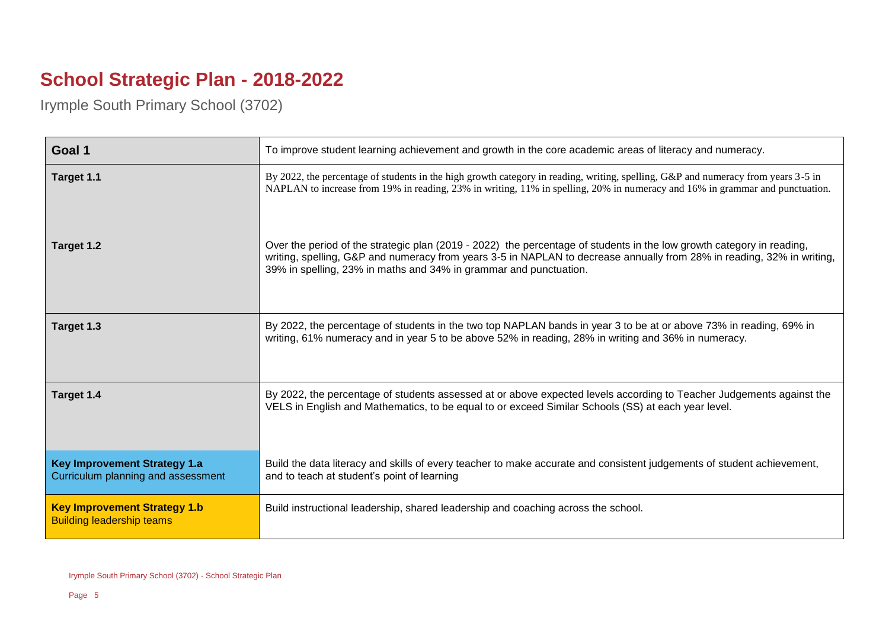# School Strategic Plan - 2018-2022

Irymple South Primary School (3702)

| Goal 1 | To improve student learning achievement and growth in the core academic areas of literacy and numeracy. |
|---|---|
| Target 1.1 | By 2022, the percentage of students in the high growth category in reading, writing, spelling, G&P and numeracy from years 3-5 in NAPLAN to increase from 19% in reading, 23% in writing, 11% in spelling, 20% in numeracy and 16% in grammar and punctuation. |
| Target 1.2 | Over the period of the strategic plan (2019 - 2022) the percentage of students in the low growth category in reading, writing, spelling, G&P and numeracy from years 3-5 in NAPLAN to decrease annually from 28% in reading, 32% in writing, 39% in spelling, 23% in maths and 34% in grammar and punctuation. |
| Target 1.3 | By 2022, the percentage of students in the two top NAPLAN bands in year 3 to be at or above 73% in reading, 69% in writing, 61% numeracy and in year 5 to be above 52% in reading, 28% in writing and 36% in numeracy. |
| Target 1.4 | By 2022, the percentage of students assessed at or above expected levels according to Teacher Judgements against the VELS in English and Mathematics, to be equal to or exceed Similar Schools (SS) at each year level. |
| **Key Improvement Strategy 1.a** Curriculum planning and assessment | Build the data literacy and skills of every teacher to make accurate and consistent judgements of student achievement, and to teach at student's point of learning |
| **Key Improvement Strategy 1.b** Building leadership teams | Build instructional leadership, shared leadership and coaching across the school. |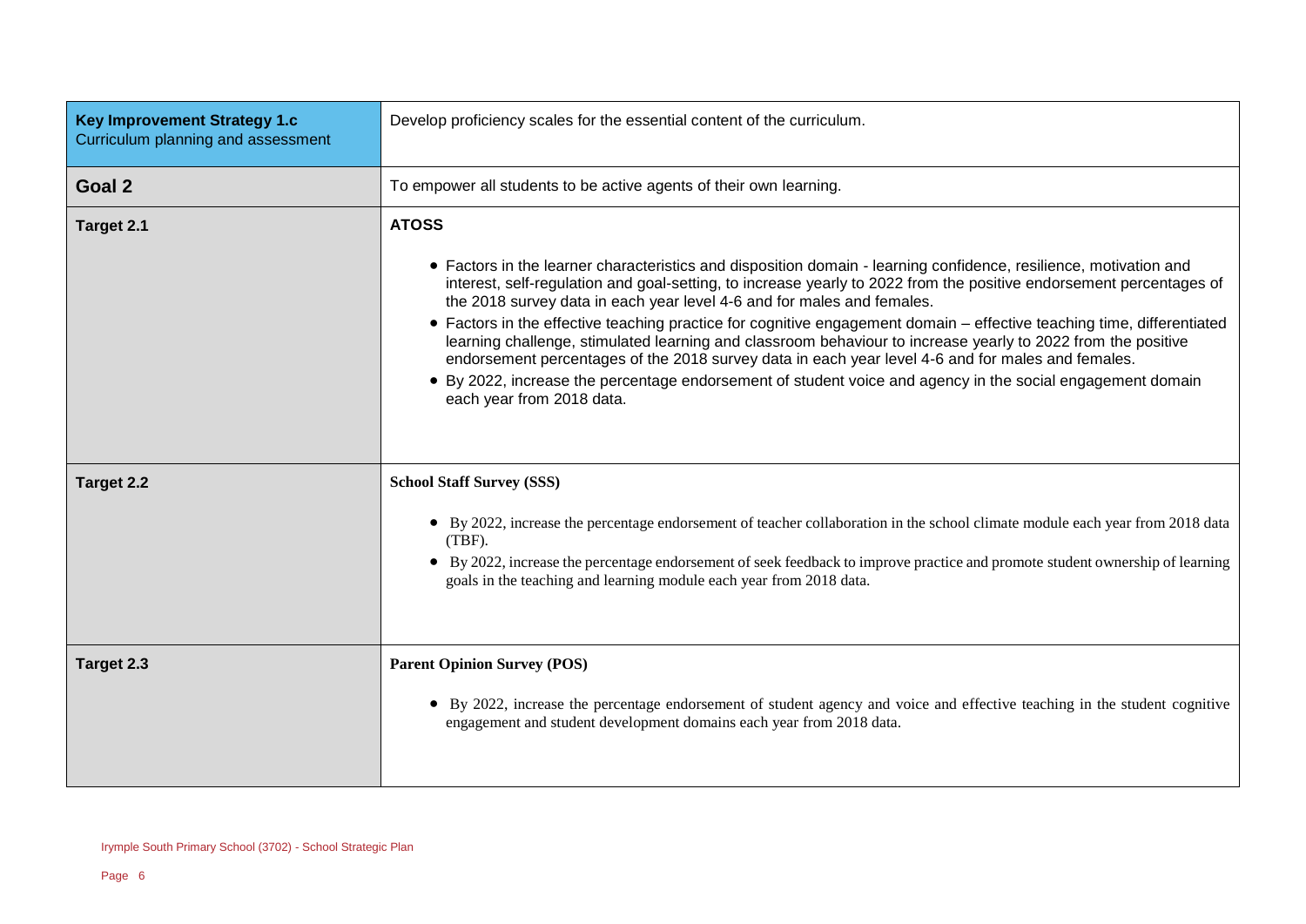| **Key Improvement Strategy 1.c** Curriculum planning and assessment | Develop proficiency scales for the essential content of the curriculum. |
|---|---|
| **Goal 2** | To empower all students to be active agents of their own learning. |
| **Target 2.1** | **ATOSS**<br><br>• Factors in the learner characteristics and disposition domain - learning confidence, resilience, motivation and interest, self-regulation and goal-setting, to increase yearly to 2022 from the positive endorsement percentages of the 2018 survey data in each year level 4-6 and for males and females.<br>• Factors in the effective teaching practice for cognitive engagement domain – effective teaching time, differentiated learning challenge, stimulated learning and classroom behaviour to increase yearly to 2022 from the positive endorsement percentages of the 2018 survey data in each year level 4-6 and for males and females.<br>• By 2022, increase the percentage endorsement of student voice and agency in the social engagement domain each year from 2018 data. |
| **Target 2.2** | **School Staff Survey (SSS)**<br><br>• By 2022, increase the percentage endorsement of teacher collaboration in the school climate module each year from 2018 data (TBF).<br>• By 2022, increase the percentage endorsement of seek feedback to improve practice and promote student ownership of learning goals in the teaching and learning module each year from 2018 data. |
| **Target 2.3** | **Parent Opinion Survey (POS)**<br><br>• By 2022, increase the percentage endorsement of student agency and voice and effective teaching in the student cognitive engagement and student development domains each year from 2018 data. |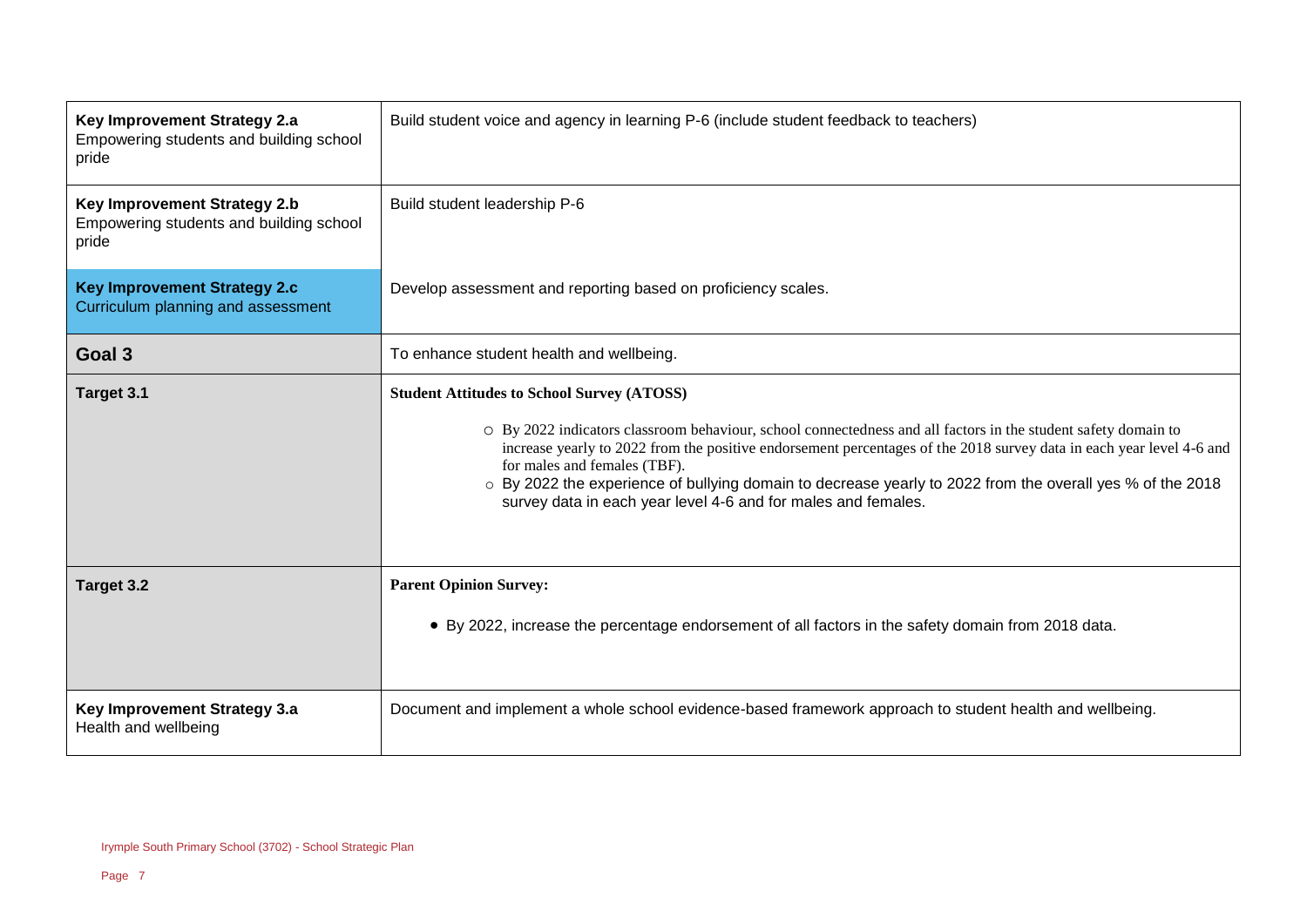| | |
|---|---|
| **Key Improvement Strategy 2.a**<br>Empowering students and building school pride | Build student voice and agency in learning P-6 (include student feedback to teachers) |
| **Key Improvement Strategy 2.b**<br>Empowering students and building school pride | Build student leadership P-6 |
| **Key Improvement Strategy 2.c**<br>Curriculum planning and assessment | Develop assessment and reporting based on proficiency scales. |
| **Goal 3** | To enhance student health and wellbeing. |
| **Target 3.1** | **Student Attitudes to School Survey (ATOSS)**<br>○ By 2022 indicators classroom behaviour, school connectedness and all factors in the student safety domain to increase yearly to 2022 from the positive endorsement percentages of the 2018 survey data in each year level 4-6 and for males and females (TBF).<br>○ By 2022 the experience of bullying domain to decrease yearly to 2022 from the overall yes % of the 2018 survey data in each year level 4-6 and for males and females. |
| **Target 3.2** | **Parent Opinion Survey:**<br>• By 2022, increase the percentage endorsement of all factors in the safety domain from 2018 data. |
| **Key Improvement Strategy 3.a**<br>Health and wellbeing | Document and implement a whole school evidence-based framework approach to student health and wellbeing. |